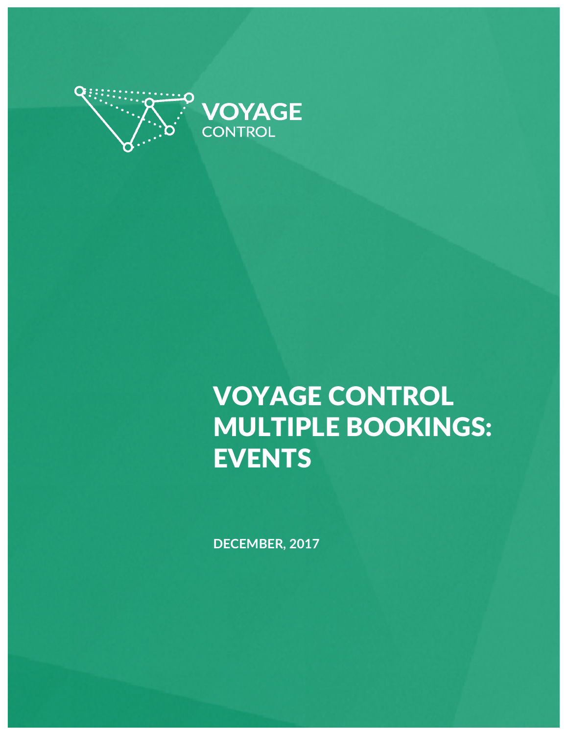VOYAGE CONTROL

# VOYAGE CONTROL MULTIPLE BOOKINGS: EVENTS

**DECEMBER, 2017**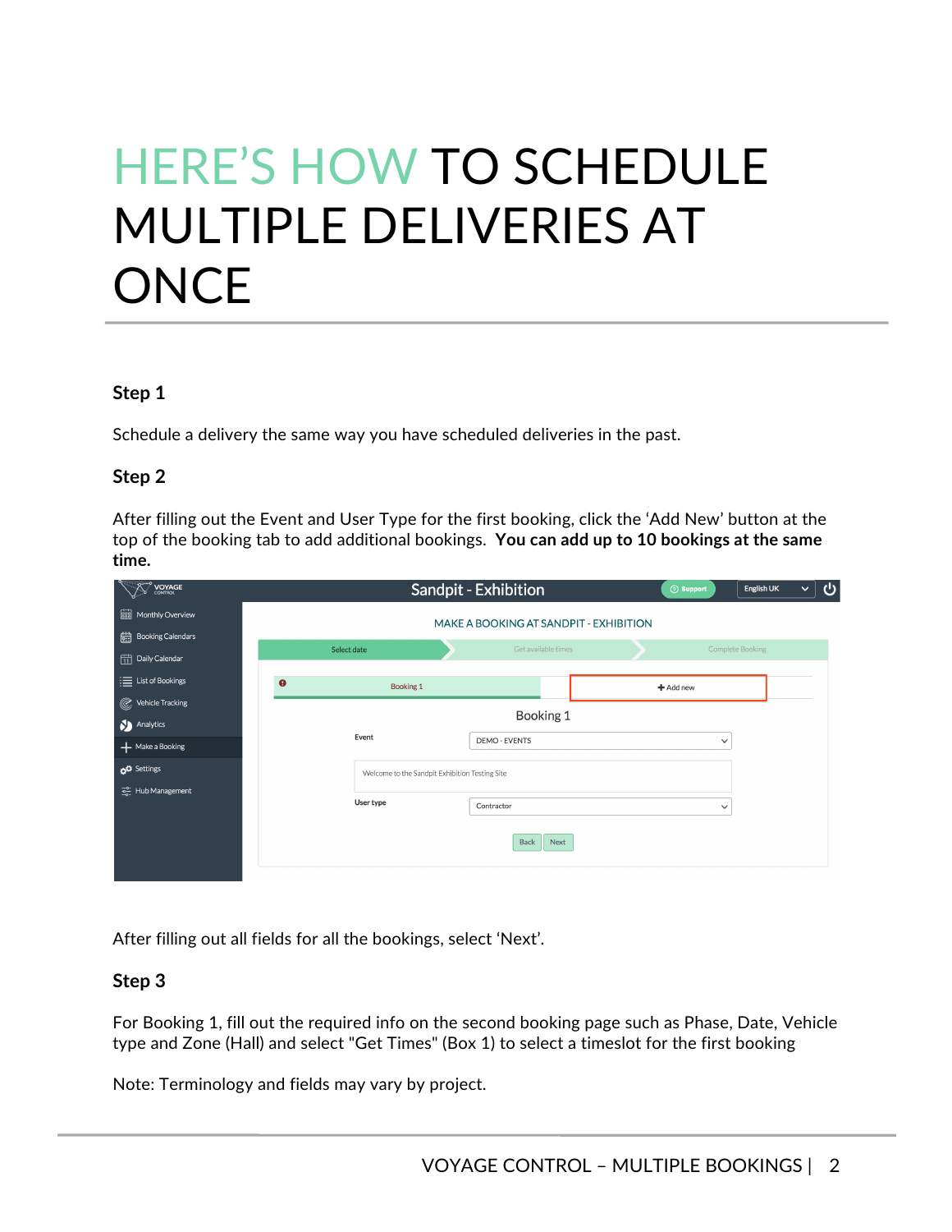# HERE'S HOW TO SCHEDULE MULTIPLE DELIVERIES AT ONCE

### Step 1

Schedule a delivery the same way you have scheduled deliveries in the past.

### Step 2

After filling out the Event and User Type for the first booking, click the 'Add New' button at the top of the booking tab to add additional bookings. **You can add up to 10 bookings at the same time.**

After filling out all fields for all the bookings, select 'Next'.

### Step 3

For Booking 1, fill out the required info on the second booking page such as Phase, Date, Vehicle type and Zone (Hall) and select "Get Times" (Box 1) to select a timeslot for the first booking

Note: Terminology and fields may vary by project.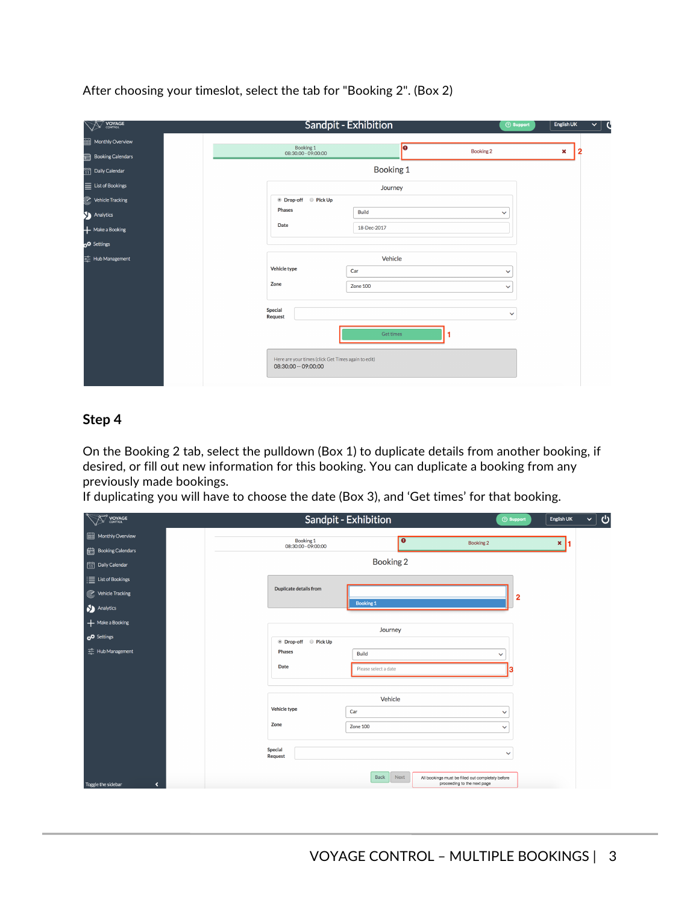After choosing your timeslot, select the tab for "Booking 2". (Box 2)

## Step 4

On the Booking 2 tab, select the pulldown (Box 1) to duplicate details from another booking, if desired, or fill out new information for this booking. You can duplicate a booking from any previously made bookings.
If duplicating you will have to choose the date (Box 3), and 'Get times' for that booking.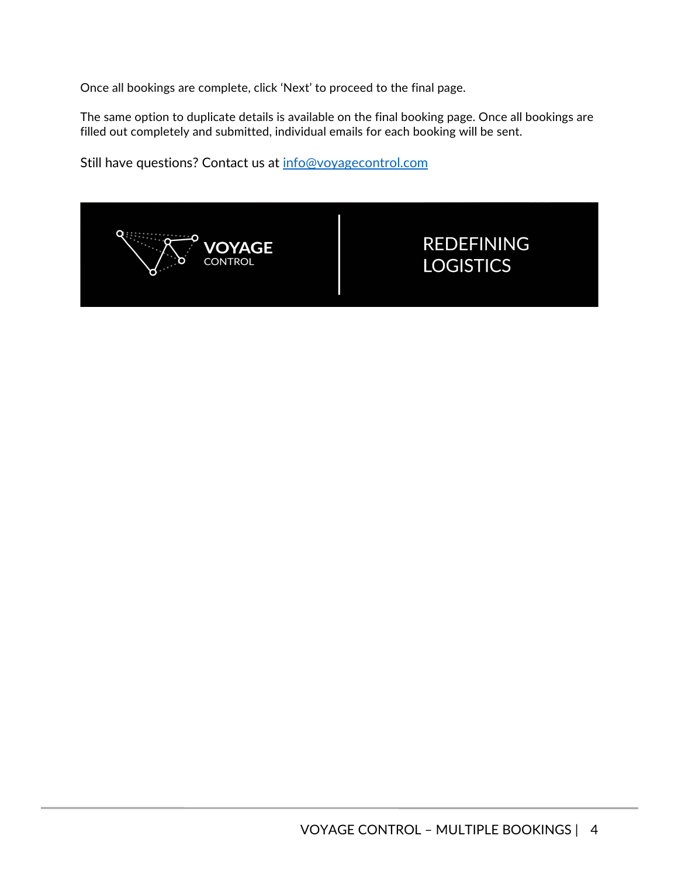Once all bookings are complete, click 'Next' to proceed to the final page.

The same option to duplicate details is available on the final booking page. Once all bookings are filled out completely and submitted, individual emails for each booking will be sent.

Still have questions? Contact us at [info@voyagecontrol.com](mailto:info@voyagecontrol.com)

VOYAGE CONTROL

REDEFINING LOGISTICS